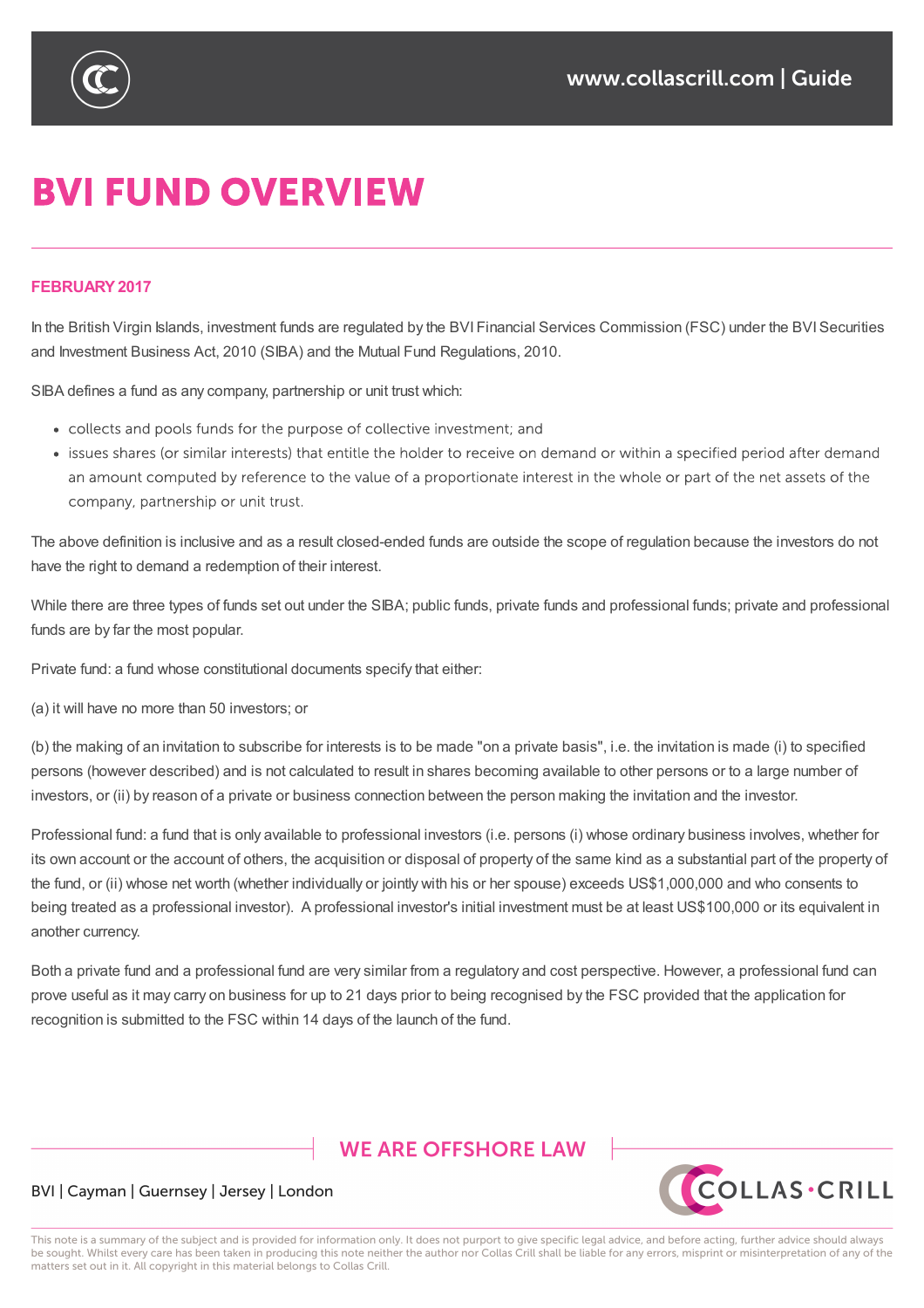# BVI FUND OVERVIEW

**FEBRUARY 2017**

In the British Virgin Islands, investment funds are regulated by the BVI Financial Services Commission (FSC) under the BVI Securities and Investment Business Act, 2010 (SIBA) and the Mutual Fund Regulations, 2010.

SIBA defines a fund as any company, partnership or unit trust which:

- collects and pools funds for the purpose of collective investment; and
- issues shares (or similar interests) that entitle the holder to receive on demand or within a specified period after demand an amount computed by reference to the value of a proportionate interest in the whole or part of the net assets of the company, partnership or unit trust.

The above definition is inclusive and as a result closed-ended funds are outside the scope of regulation because the investors do not have the right to demand a redemption of their interest.

While there are three types of funds set out under the SIBA; public funds, private funds and professional funds; private and professional funds are by far the most popular.

Private fund: a fund whose constitutional documents specify that either:

(a) it will have no more than 50 investors; or

(b) the making of an invitation to subscribe for interests is to be made "on a private basis", i.e. the invitation is made (i) to specified persons (however described) and is not calculated to result in shares becoming available to other persons or to a large number of investors, or (ii) by reason of a private or business connection between the person making the invitation and the investor.

Professional fund: a fund that is only available to professional investors (i.e. persons (i) whose ordinary business involves, whether for its own account or the account of others, the acquisition or disposal of property of the same kind as a substantial part of the property of the fund, or (ii) whose net worth (whether individually or jointly with his or her spouse) exceeds US$1,000,000 and who consents to being treated as a professional investor). A professional investor's initial investment must be at least US$100,000 or its equivalent in another currency.

Both a private fund and a professional fund are very similar from a regulatory and cost perspective. However, a professional fund can prove useful as it may carry on business for up to 21 days prior to being recognised by the FSC provided that the application for recognition is submitted to the FSC within 14 days of the launch of the fund.

WE ARE OFFSHORE LAW

BVI | Cayman | Guernsey | Jersey | London

This note is a summary of the subject and is provided for information only. It does not purport to give specific legal advice, and before acting, further advice should always be sought. Whilst every care has been taken in producing this note neither the author nor Collas Crill shall be liable for any errors, misprint or misinterpretation of any of the matters set out in it. All copyright in this material belongs to Collas Crill.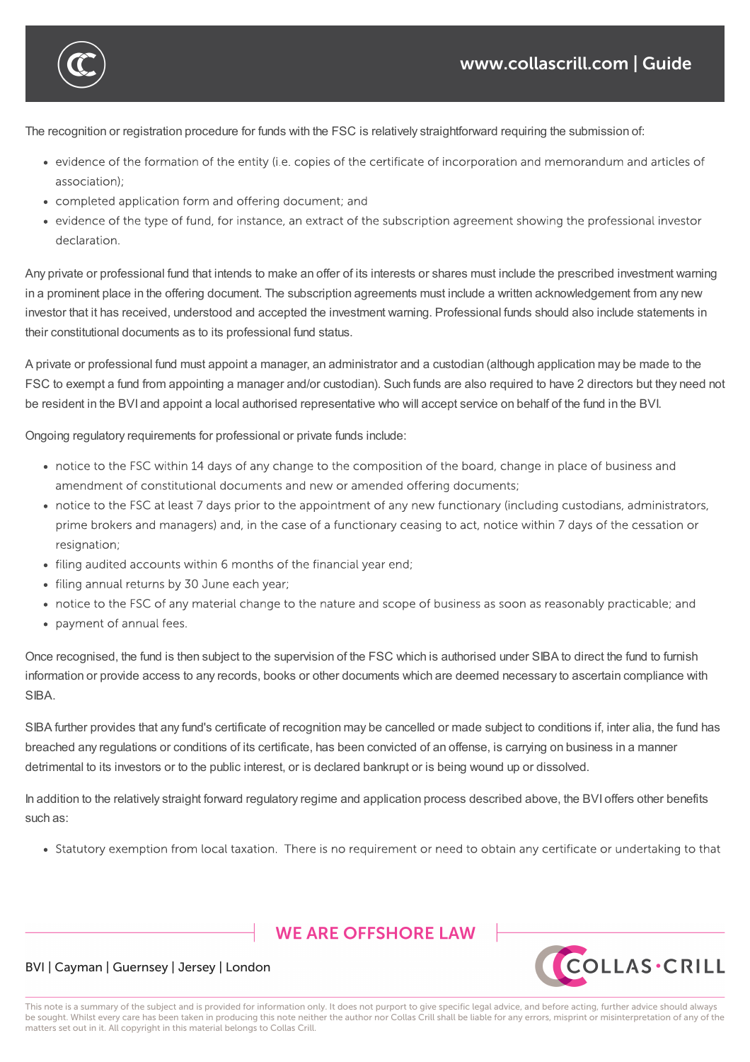The recognition or registration procedure for funds with the FSC is relatively straightforward requiring the submission of:

- evidence of the formation of the entity (i.e. copies of the certificate of incorporation and memorandum and articles of association);
- completed application form and offering document; and
- evidence of the type of fund, for instance, an extract of the subscription agreement showing the professional investor declaration.

Any private or professional fund that intends to make an offer of its interests or shares must include the prescribed investment warning in a prominent place in the offering document. The subscription agreements must include a written acknowledgement from any new investor that it has received, understood and accepted the investment warning. Professional funds should also include statements in their constitutional documents as to its professional fund status.

A private or professional fund must appoint a manager, an administrator and a custodian (although application may be made to the FSC to exempt a fund from appointing a manager and/or custodian). Such funds are also required to have 2 directors but they need not be resident in the BVI and appoint a local authorised representative who will accept service on behalf of the fund in the BVI.

Ongoing regulatory requirements for professional or private funds include:

- notice to the FSC within 14 days of any change to the composition of the board, change in place of business and amendment of constitutional documents and new or amended offering documents;
- notice to the FSC at least 7 days prior to the appointment of any new functionary (including custodians, administrators, prime brokers and managers) and, in the case of a functionary ceasing to act, notice within 7 days of the cessation or resignation;
- filing audited accounts within 6 months of the financial year end;
- filing annual returns by 30 June each year;
- notice to the FSC of any material change to the nature and scope of business as soon as reasonably practicable; and
- payment of annual fees.

Once recognised, the fund is then subject to the supervision of the FSC which is authorised under SIBA to direct the fund to furnish information or provide access to any records, books or other documents which are deemed necessary to ascertain compliance with SIBA.

SIBA further provides that any fund's certificate of recognition may be cancelled or made subject to conditions if, inter alia, the fund has breached any regulations or conditions of its certificate, has been convicted of an offense, is carrying on business in a manner detrimental to its investors or to the public interest, or is declared bankrupt or is being wound up or dissolved.

In addition to the relatively straight forward regulatory regime and application process described above, the BVI offers other benefits such as:

- Statutory exemption from local taxation. There is no requirement or need to obtain any certificate or undertaking to that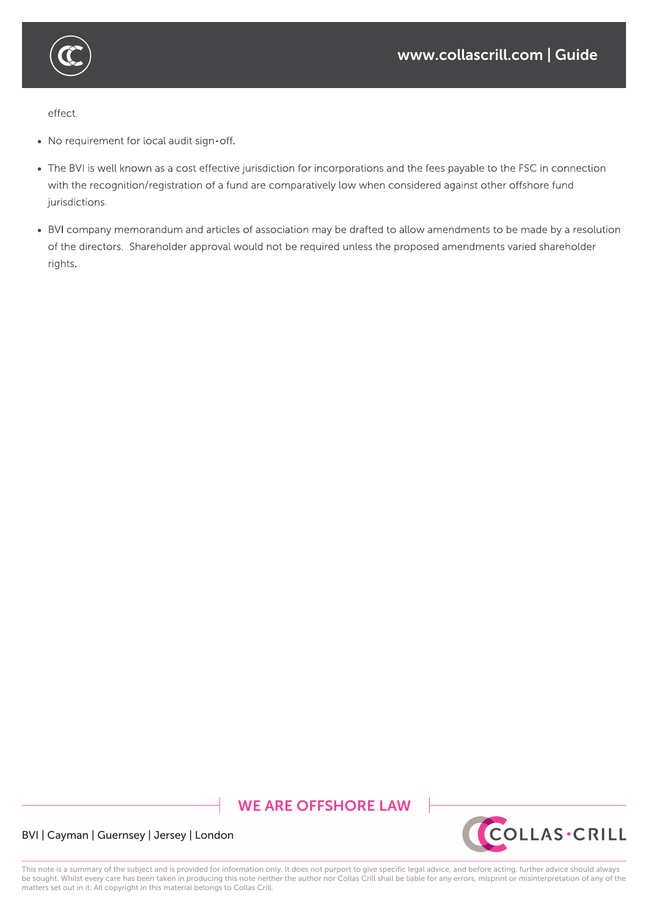effect.

- No requirement for local audit sign-off.
- The BVI is well known as a cost effective jurisdiction for incorporations and the fees payable to the FSC in connection with the recognition/registration of a fund are comparatively low when considered against other offshore fund jurisdictions.
- BVI company memorandum and articles of association may be drafted to allow amendments to be made by a resolution of the directors. Shareholder approval would not be required unless the proposed amendments varied shareholder rights.

WE ARE OFFSHORE LAW

BVI | Cayman | Guernsey | Jersey | London

This note is a summary of the subject and is provided for information only. It does not purport to give specific legal advice, and before acting, further advice should always be sought. Whilst every care has been taken in producing this note neither the author nor Collas Crill shall be liable for any errors, misprint or misinterpretation of any of the matters set out in it. All copyright in this material belongs to Collas Crill.